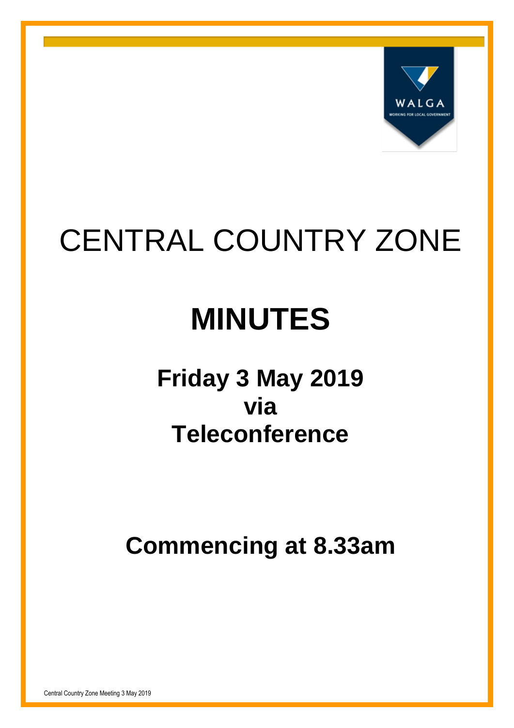# CENTRAL COUNTRY ZONE

# MINUTES

## Friday 3 May 2019
## via
## Teleconference

## Commencing at 8.33am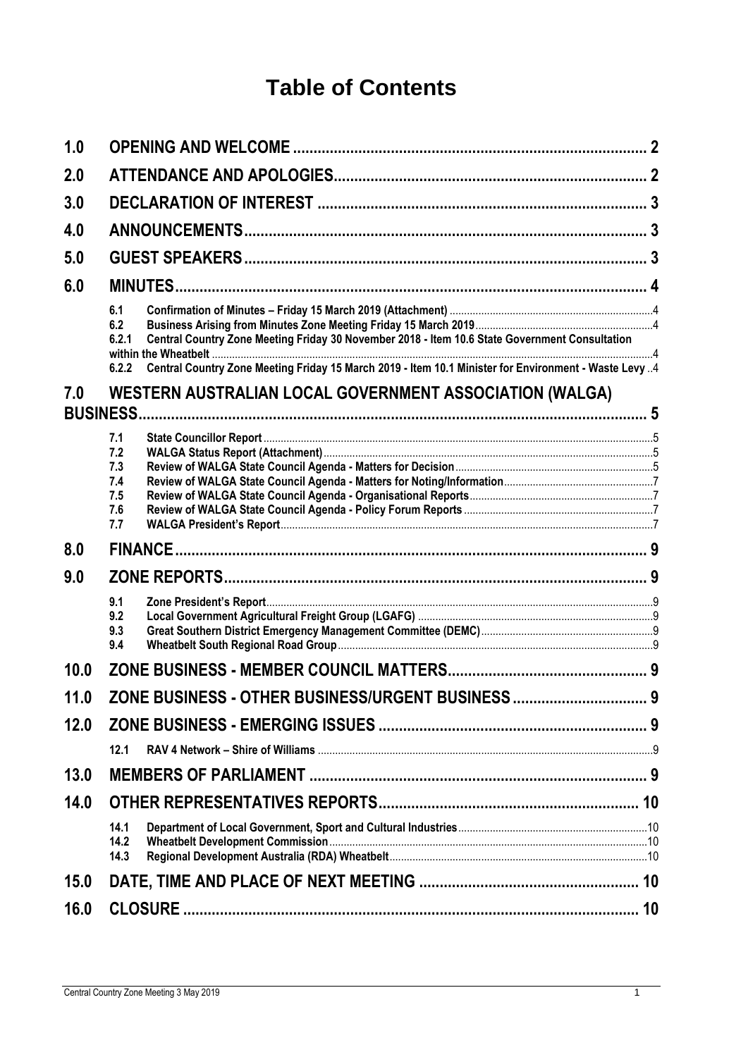# Table of Contents

| | | |
|---|---|---|
| **1.0** | **OPENING AND WELCOME** | **2** |
| **2.0** | **ATTENDANCE AND APOLOGIES** | **2** |
| **3.0** | **DECLARATION OF INTEREST** | **3** |
| **4.0** | **ANNOUNCEMENTS** | **3** |
| **5.0** | **GUEST SPEAKERS** | **3** |
| **6.0** | **MINUTES** | **4** |
| 6.1 | Confirmation of Minutes – Friday 15 March 2019 (Attachment) | 4 |
| 6.2 | Business Arising from Minutes Zone Meeting Friday 15 March 2019 | 4 |
| 6.2.1 | Central Country Zone Meeting Friday 30 November 2018 - Item 10.6 State Government Consultation within the Wheatbelt | 4 |
| 6.2.2 | Central Country Zone Meeting Friday 15 March 2019 - Item 10.1 Minister for Environment - Waste Levy | 4 |
| **7.0** | **WESTERN AUSTRALIAN LOCAL GOVERNMENT ASSOCIATION (WALGA) BUSINESS** | **5** |
| 7.1 | State Councillor Report | 5 |
| 7.2 | WALGA Status Report (Attachment) | 5 |
| 7.3 | Review of WALGA State Council Agenda - Matters for Decision | 5 |
| 7.4 | Review of WALGA State Council Agenda - Matters for Noting/Information | 7 |
| 7.5 | Review of WALGA State Council Agenda - Organisational Reports | 7 |
| 7.6 | Review of WALGA State Council Agenda - Policy Forum Reports | 7 |
| 7.7 | WALGA President's Report | 7 |
| **8.0** | **FINANCE** | **9** |
| **9.0** | **ZONE REPORTS** | **9** |
| 9.1 | Zone President's Report | 9 |
| 9.2 | Local Government Agricultural Freight Group (LGAFG) | 9 |
| 9.3 | Great Southern District Emergency Management Committee (DEMC) | 9 |
| 9.4 | Wheatbelt South Regional Road Group | 9 |
| **10.0** | **ZONE BUSINESS - MEMBER COUNCIL MATTERS** | **9** |
| **11.0** | **ZONE BUSINESS - OTHER BUSINESS/URGENT BUSINESS** | **9** |
| **12.0** | **ZONE BUSINESS - EMERGING ISSUES** | **9** |
| 12.1 | RAV 4 Network – Shire of Williams | 9 |
| **13.0** | **MEMBERS OF PARLIAMENT** | **9** |
| **14.0** | **OTHER REPRESENTATIVES REPORTS** | **10** |
| 14.1 | Department of Local Government, Sport and Cultural Industries | 10 |
| 14.2 | Wheatbelt Development Commission | 10 |
| 14.3 | Regional Development Australia (RDA) Wheatbelt | 10 |
| **15.0** | **DATE, TIME AND PLACE OF NEXT MEETING** | **10** |
| **16.0** | **CLOSURE** | **10** |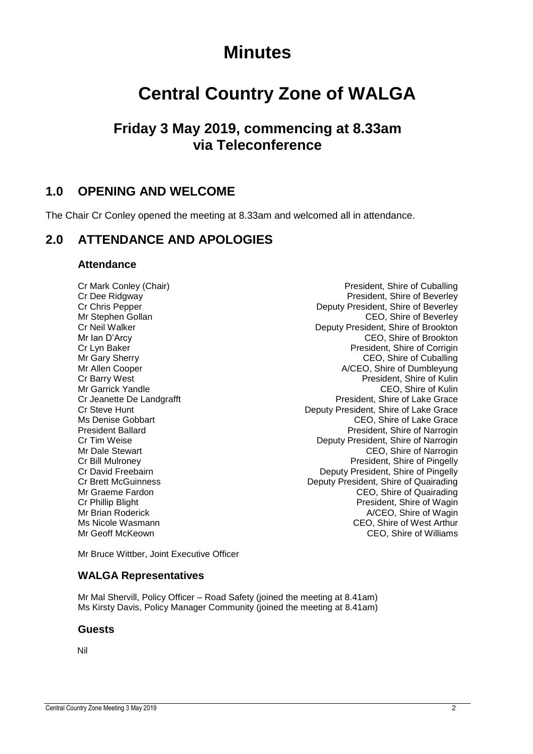# Minutes

# Central Country Zone of WALGA

## Friday 3 May 2019, commencing at 8.33am via Teleconference

## 1.0 OPENING AND WELCOME

The Chair Cr Conley opened the meeting at 8.33am and welcomed all in attendance.

## 2.0 ATTENDANCE AND APOLOGIES

### Attendance

| | |
|---|---|
| Cr Mark Conley (Chair) | President, Shire of Cuballing |
| Cr Dee Ridgway | President, Shire of Beverley |
| Cr Chris Pepper | Deputy President, Shire of Beverley |
| Mr Stephen Gollan | CEO, Shire of Beverley |
| Cr Neil Walker | Deputy President, Shire of Brookton |
| Mr Ian D'Arcy | CEO, Shire of Brookton |
| Cr Lyn Baker | President, Shire of Corrigin |
| Mr Gary Sherry | CEO, Shire of Cuballing |
| Mr Allen Cooper | A/CEO, Shire of Dumbleyung |
| Cr Barry West | President, Shire of Kulin |
| Mr Garrick Yandle | CEO, Shire of Kulin |
| Cr Jeanette De Landgrafft | President, Shire of Lake Grace |
| Cr Steve Hunt | Deputy President, Shire of Lake Grace |
| Ms Denise Gobbart | CEO, Shire of Lake Grace |
| President Ballard | President, Shire of Narrogin |
| Cr Tim Weise | Deputy President, Shire of Narrogin |
| Mr Dale Stewart | CEO, Shire of Narrogin |
| Cr Bill Mulroney | President, Shire of Pingelly |
| Cr David Freebairn | Deputy President, Shire of Pingelly |
| Cr Brett McGuinness | Deputy President, Shire of Quairading |
| Mr Graeme Fardon | CEO, Shire of Quairading |
| Cr Phillip Blight | President, Shire of Wagin |
| Mr Brian Roderick | A/CEO, Shire of Wagin |
| Ms Nicole Wasmann | CEO, Shire of West Arthur |
| Mr Geoff McKeown | CEO, Shire of Williams |

Mr Bruce Wittber, Joint Executive Officer

### WALGA Representatives

Mr Mal Shervill, Policy Officer – Road Safety (joined the meeting at 8.41am)
Ms Kirsty Davis, Policy Manager Community (joined the meeting at 8.41am)

### Guests

Nil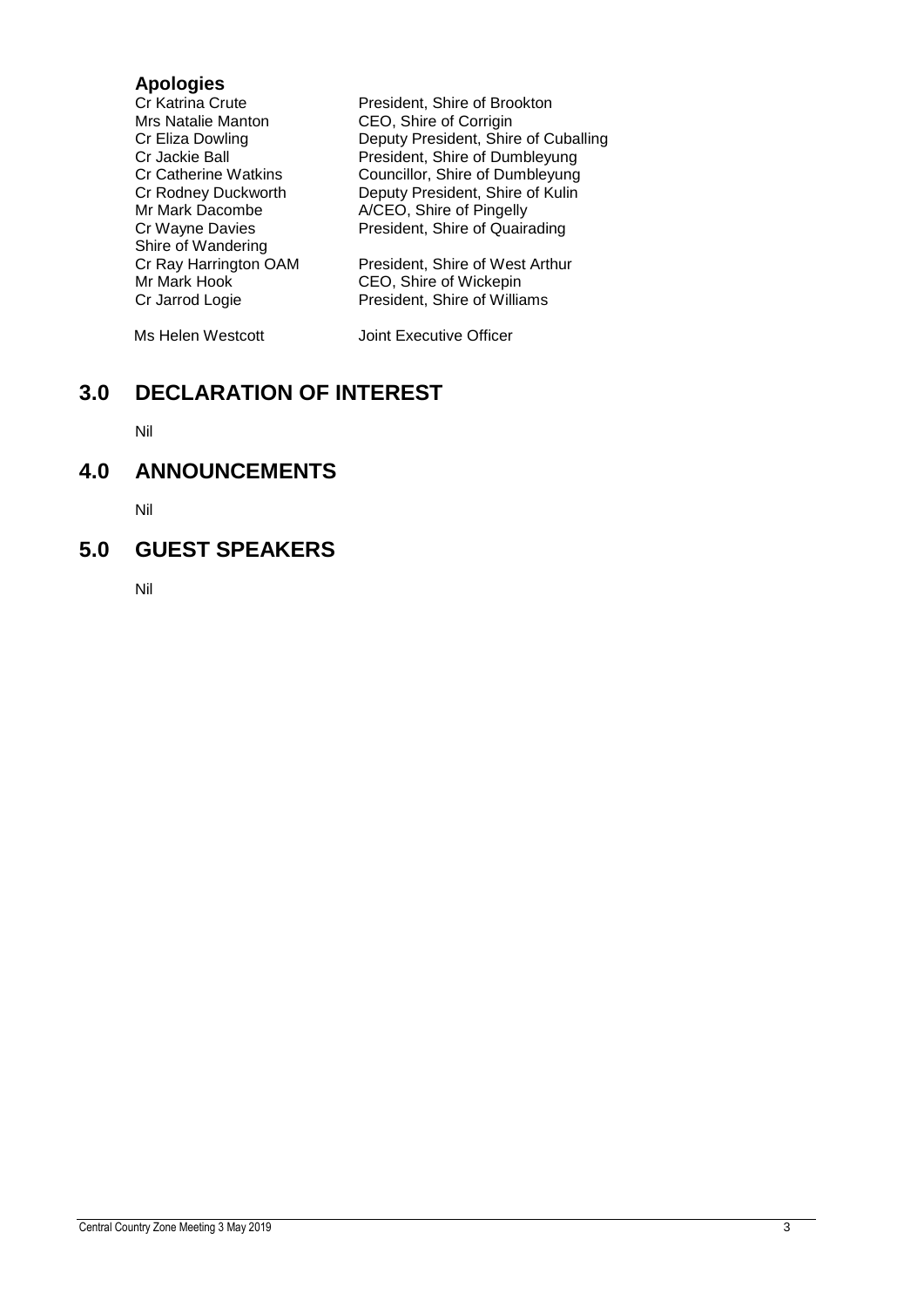**Apologies**

| | |
|---|---|
| Cr Katrina Crute | President, Shire of Brookton |
| Mrs Natalie Manton | CEO, Shire of Corrigin |
| Cr Eliza Dowling | Deputy President, Shire of Cuballing |
| Cr Jackie Ball | President, Shire of Dumbleyung |
| Cr Catherine Watkins | Councillor, Shire of Dumbleyung |
| Cr Rodney Duckworth | Deputy President, Shire of Kulin |
| Mr Mark Dacombe | A/CEO, Shire of Pingelly |
| Cr Wayne Davies | President, Shire of Quairading |
| Shire of Wandering | |
| Cr Ray Harrington OAM | President, Shire of West Arthur |
| Mr Mark Hook | CEO, Shire of Wickepin |
| Cr Jarrod Logie | President, Shire of Williams |
| Ms Helen Westcott | Joint Executive Officer |

## 3.0 DECLARATION OF INTEREST

Nil

## 4.0 ANNOUNCEMENTS

Nil

## 5.0 GUEST SPEAKERS

Nil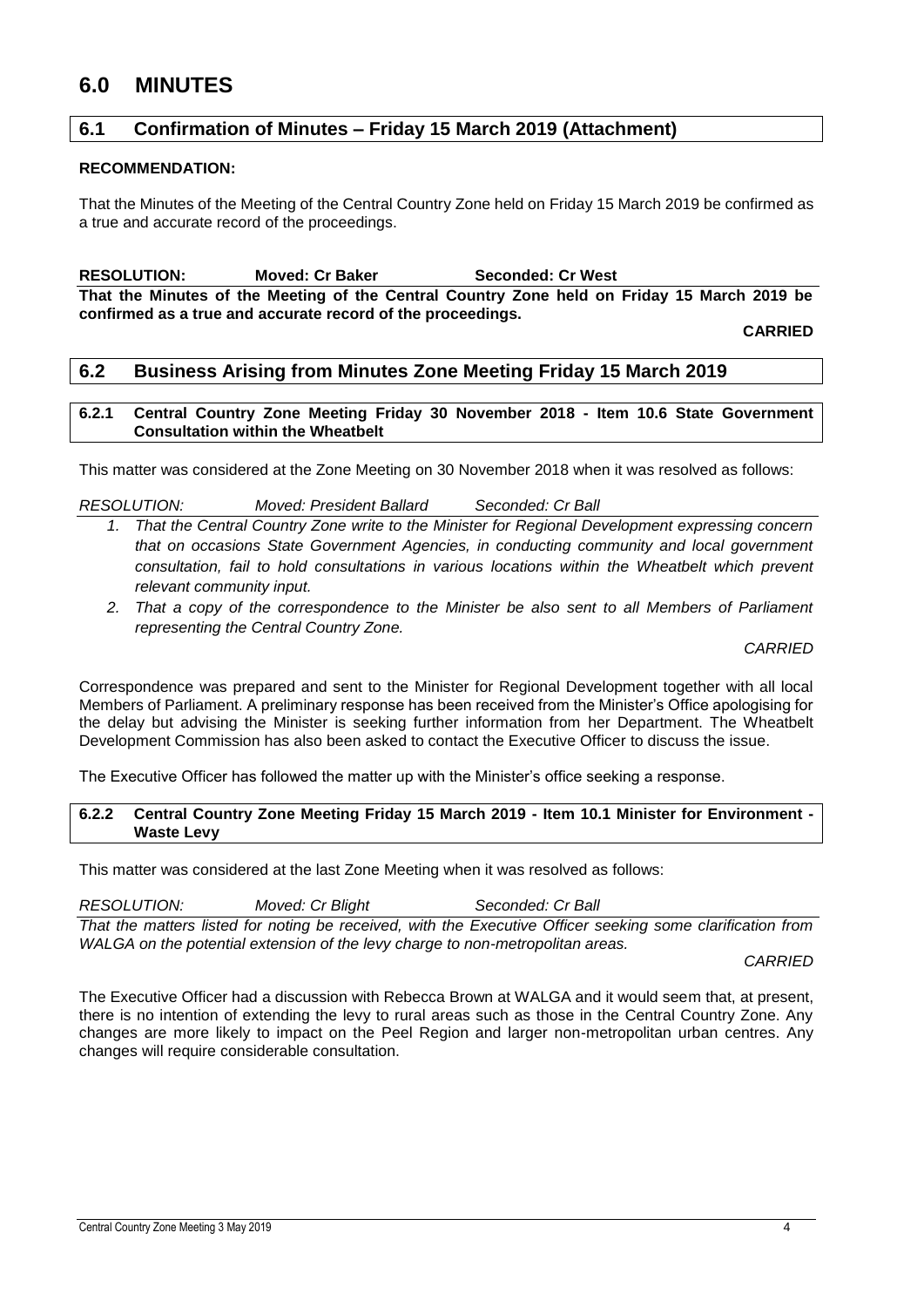# 6.0 MINUTES

## 6.1 Confirmation of Minutes – Friday 15 March 2019 (Attachment)

**RECOMMENDATION:**

That the Minutes of the Meeting of the Central Country Zone held on Friday 15 March 2019 be confirmed as a true and accurate record of the proceedings.

**RESOLUTION: Moved: Cr Baker Seconded: Cr West**

**That the Minutes of the Meeting of the Central Country Zone held on Friday 15 March 2019 be confirmed as a true and accurate record of the proceedings.**

**CARRIED**

## 6.2 Business Arising from Minutes Zone Meeting Friday 15 March 2019

### 6.2.1 Central Country Zone Meeting Friday 30 November 2018 - Item 10.6 State Government Consultation within the Wheatbelt

This matter was considered at the Zone Meeting on 30 November 2018 when it was resolved as follows:

*RESOLUTION: Moved: President Ballard Seconded: Cr Ball*

1. *That the Central Country Zone write to the Minister for Regional Development expressing concern that on occasions State Government Agencies, in conducting community and local government consultation, fail to hold consultations in various locations within the Wheatbelt which prevent relevant community input.*
2. *That a copy of the correspondence to the Minister be also sent to all Members of Parliament representing the Central Country Zone.*

*CARRIED*

Correspondence was prepared and sent to the Minister for Regional Development together with all local Members of Parliament. A preliminary response has been received from the Minister's Office apologising for the delay but advising the Minister is seeking further information from her Department. The Wheatbelt Development Commission has also been asked to contact the Executive Officer to discuss the issue.

The Executive Officer has followed the matter up with the Minister's office seeking a response.

### 6.2.2 Central Country Zone Meeting Friday 15 March 2019 - Item 10.1 Minister for Environment - Waste Levy

This matter was considered at the last Zone Meeting when it was resolved as follows:

*RESOLUTION: Moved: Cr Blight Seconded: Cr Ball*

*That the matters listed for noting be received, with the Executive Officer seeking some clarification from WALGA on the potential extension of the levy charge to non-metropolitan areas.*

*CARRIED*

The Executive Officer had a discussion with Rebecca Brown at WALGA and it would seem that, at present, there is no intention of extending the levy to rural areas such as those in the Central Country Zone. Any changes are more likely to impact on the Peel Region and larger non-metropolitan urban centres. Any changes will require considerable consultation.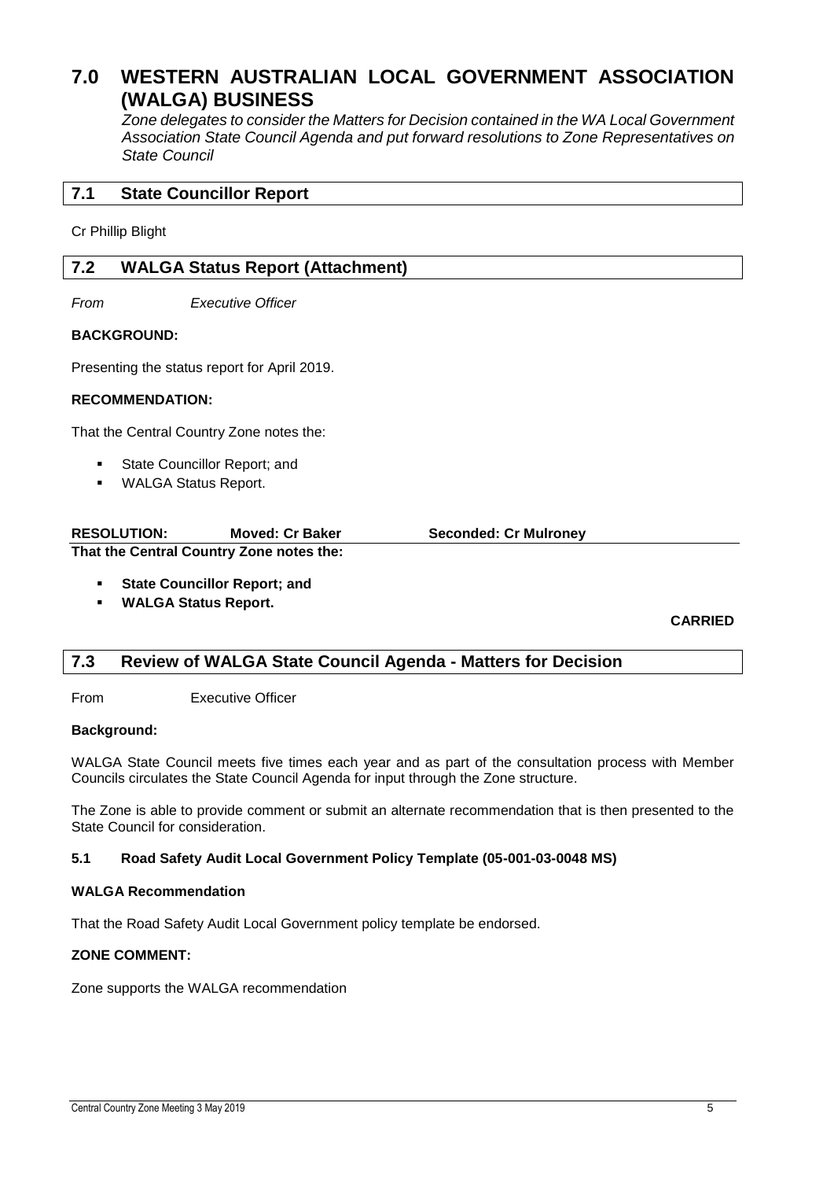# 7.0 WESTERN AUSTRALIAN LOCAL GOVERNMENT ASSOCIATION (WALGA) BUSINESS

*Zone delegates to consider the Matters for Decision contained in the WA Local Government Association State Council Agenda and put forward resolutions to Zone Representatives on State Council*

## 7.1 State Councillor Report

Cr Phillip Blight

## 7.2 WALGA Status Report (Attachment)

*From* *Executive Officer*

**BACKGROUND:**

Presenting the status report for April 2019.

**RECOMMENDATION:**

That the Central Country Zone notes the:

- State Councillor Report; and
- WALGA Status Report.

**RESOLUTION:** **Moved: Cr Baker** **Seconded: Cr Mulroney**

**That the Central Country Zone notes the:**

- **State Councillor Report; and**
- **WALGA Status Report.**

**CARRIED**

## 7.3 Review of WALGA State Council Agenda - Matters for Decision

From Executive Officer

**Background:**

WALGA State Council meets five times each year and as part of the consultation process with Member Councils circulates the State Council Agenda for input through the Zone structure.

The Zone is able to provide comment or submit an alternate recommendation that is then presented to the State Council for consideration.

**5.1 Road Safety Audit Local Government Policy Template (05-001-03-0048 MS)**

**WALGA Recommendation**

That the Road Safety Audit Local Government policy template be endorsed.

**ZONE COMMENT:**

Zone supports the WALGA recommendation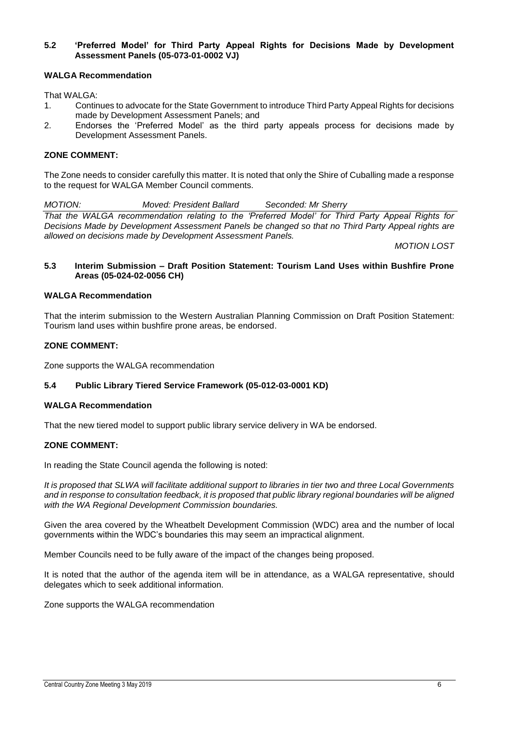### 5.2 'Preferred Model' for Third Party Appeal Rights for Decisions Made by Development Assessment Panels (05-073-01-0002 VJ)

**WALGA Recommendation**

That WALGA:

1. Continues to advocate for the State Government to introduce Third Party Appeal Rights for decisions made by Development Assessment Panels; and
2. Endorses the 'Preferred Model' as the third party appeals process for decisions made by Development Assessment Panels.

**ZONE COMMENT:**

The Zone needs to consider carefully this matter. It is noted that only the Shire of Cuballing made a response to the request for WALGA Member Council comments.

*MOTION: Moved: President Ballard Seconded: Mr Sherry*

*That the WALGA recommendation relating to the 'Preferred Model' for Third Party Appeal Rights for Decisions Made by Development Assessment Panels be changed so that no Third Party Appeal rights are allowed on decisions made by Development Assessment Panels.*

*MOTION LOST*

### 5.3 Interim Submission – Draft Position Statement: Tourism Land Uses within Bushfire Prone Areas (05-024-02-0056 CH)

**WALGA Recommendation**

That the interim submission to the Western Australian Planning Commission on Draft Position Statement: Tourism land uses within bushfire prone areas, be endorsed.

**ZONE COMMENT:**

Zone supports the WALGA recommendation

### 5.4 Public Library Tiered Service Framework (05-012-03-0001 KD)

**WALGA Recommendation**

That the new tiered model to support public library service delivery in WA be endorsed.

**ZONE COMMENT:**

In reading the State Council agenda the following is noted:

*It is proposed that SLWA will facilitate additional support to libraries in tier two and three Local Governments and in response to consultation feedback, it is proposed that public library regional boundaries will be aligned with the WA Regional Development Commission boundaries.*

Given the area covered by the Wheatbelt Development Commission (WDC) area and the number of local governments within the WDC's boundaries this may seem an impractical alignment.

Member Councils need to be fully aware of the impact of the changes being proposed.

It is noted that the author of the agenda item will be in attendance, as a WALGA representative, should delegates which to seek additional information.

Zone supports the WALGA recommendation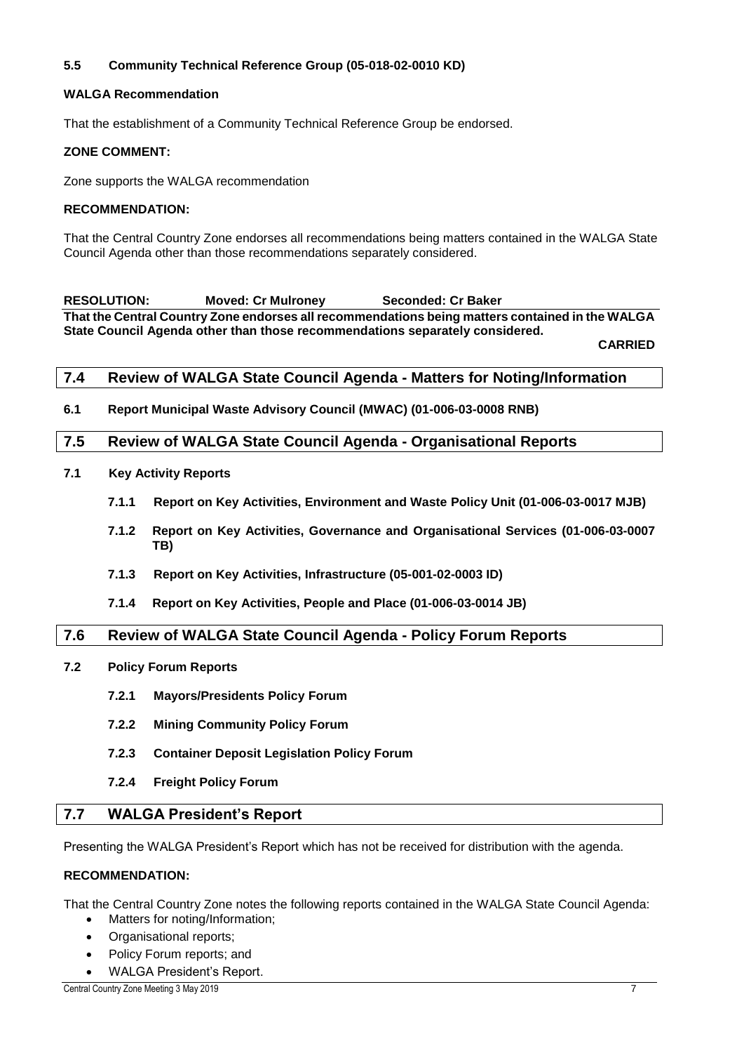#### 5.5 Community Technical Reference Group (05-018-02-0010 KD)

**WALGA Recommendation**

That the establishment of a Community Technical Reference Group be endorsed.

**ZONE COMMENT:**

Zone supports the WALGA recommendation

**RECOMMENDATION:**

That the Central Country Zone endorses all recommendations being matters contained in the WALGA State Council Agenda other than those recommendations separately considered.

**RESOLUTION: Moved: Cr Mulroney Seconded: Cr Baker**

**That the Central Country Zone endorses all recommendations being matters contained in the WALGA State Council Agenda other than those recommendations separately considered.**

**CARRIED**

## 7.4 Review of WALGA State Council Agenda - Matters for Noting/Information

**6.1 Report Municipal Waste Advisory Council (MWAC) (01-006-03-0008 RNB)**

## 7.5 Review of WALGA State Council Agenda - Organisational Reports

**7.1 Key Activity Reports**

- **7.1.1 Report on Key Activities, Environment and Waste Policy Unit (01-006-03-0017 MJB)**
- **7.1.2 Report on Key Activities, Governance and Organisational Services (01-006-03-0007 TB)**
- **7.1.3 Report on Key Activities, Infrastructure (05-001-02-0003 ID)**
- **7.1.4 Report on Key Activities, People and Place (01-006-03-0014 JB)**

## 7.6 Review of WALGA State Council Agenda - Policy Forum Reports

**7.2 Policy Forum Reports**

- **7.2.1 Mayors/Presidents Policy Forum**
- **7.2.2 Mining Community Policy Forum**
- **7.2.3 Container Deposit Legislation Policy Forum**
- **7.2.4 Freight Policy Forum**

## 7.7 WALGA President's Report

Presenting the WALGA President's Report which has not be received for distribution with the agenda.

**RECOMMENDATION:**

That the Central Country Zone notes the following reports contained in the WALGA State Council Agenda:

- Matters for noting/Information;
- Organisational reports;
- Policy Forum reports; and
- WALGA President's Report.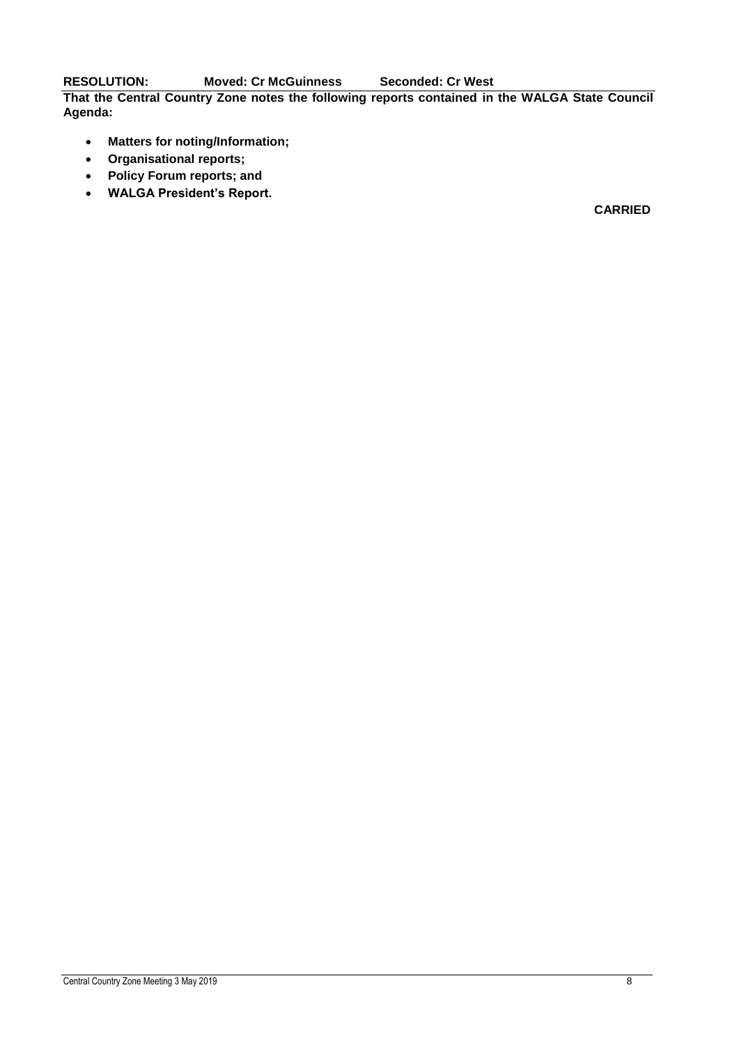**RESOLUTION: Moved: Cr McGuinness Seconded: Cr West**

**That the Central Country Zone notes the following reports contained in the WALGA State Council Agenda:**

- **Matters for noting/Information;**
- **Organisational reports;**
- **Policy Forum reports; and**
- **WALGA President's Report.**

**CARRIED**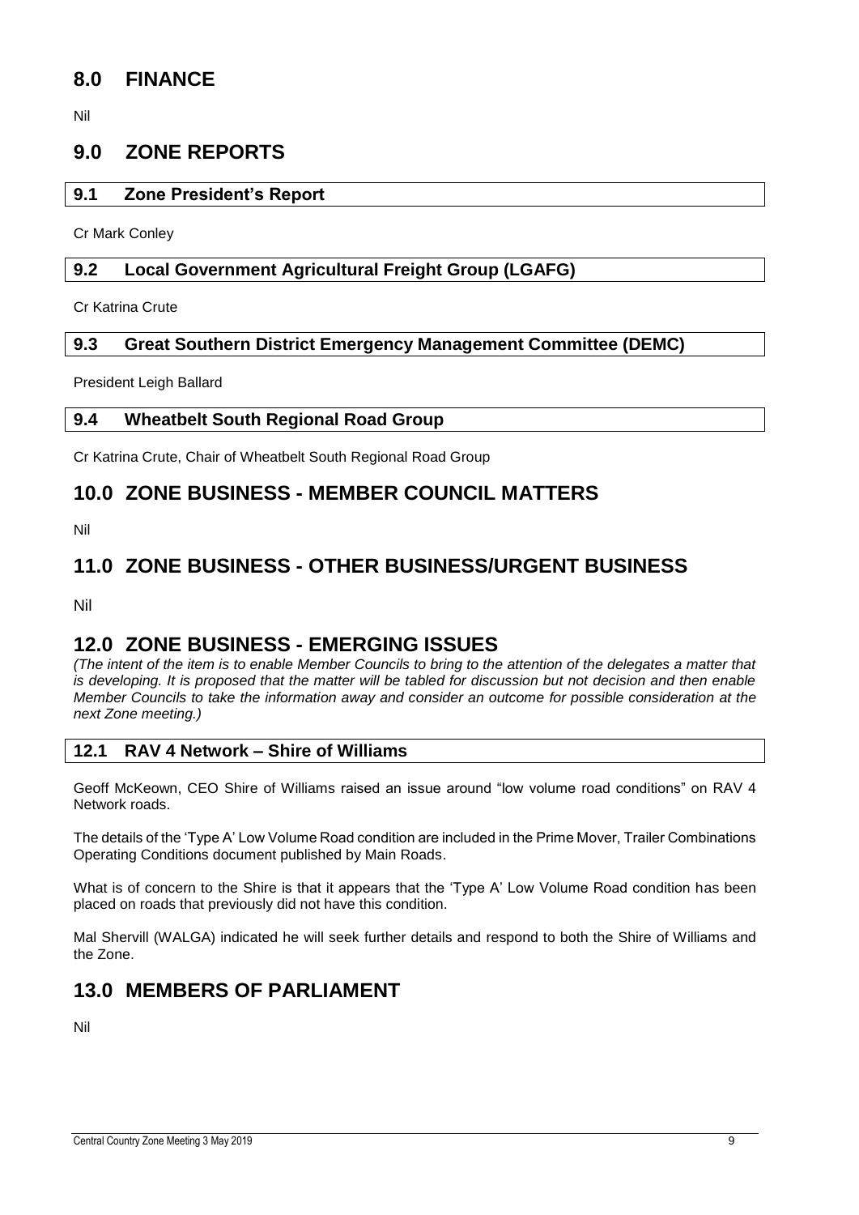# 8.0 FINANCE

Nil

# 9.0 ZONE REPORTS

## 9.1 Zone President's Report

Cr Mark Conley

## 9.2 Local Government Agricultural Freight Group (LGAFG)

Cr Katrina Crute

## 9.3 Great Southern District Emergency Management Committee (DEMC)

President Leigh Ballard

## 9.4 Wheatbelt South Regional Road Group

Cr Katrina Crute, Chair of Wheatbelt South Regional Road Group

# 10.0 ZONE BUSINESS - MEMBER COUNCIL MATTERS

Nil

# 11.0 ZONE BUSINESS - OTHER BUSINESS/URGENT BUSINESS

Nil

# 12.0 ZONE BUSINESS - EMERGING ISSUES

*(The intent of the item is to enable Member Councils to bring to the attention of the delegates a matter that is developing. It is proposed that the matter will be tabled for discussion but not decision and then enable Member Councils to take the information away and consider an outcome for possible consideration at the next Zone meeting.)*

## 12.1 RAV 4 Network – Shire of Williams

Geoff McKeown, CEO Shire of Williams raised an issue around "low volume road conditions" on RAV 4 Network roads.

The details of the 'Type A' Low Volume Road condition are included in the Prime Mover, Trailer Combinations Operating Conditions document published by Main Roads.

What is of concern to the Shire is that it appears that the 'Type A' Low Volume Road condition has been placed on roads that previously did not have this condition.

Mal Shervill (WALGA) indicated he will seek further details and respond to both the Shire of Williams and the Zone.

# 13.0 MEMBERS OF PARLIAMENT

Nil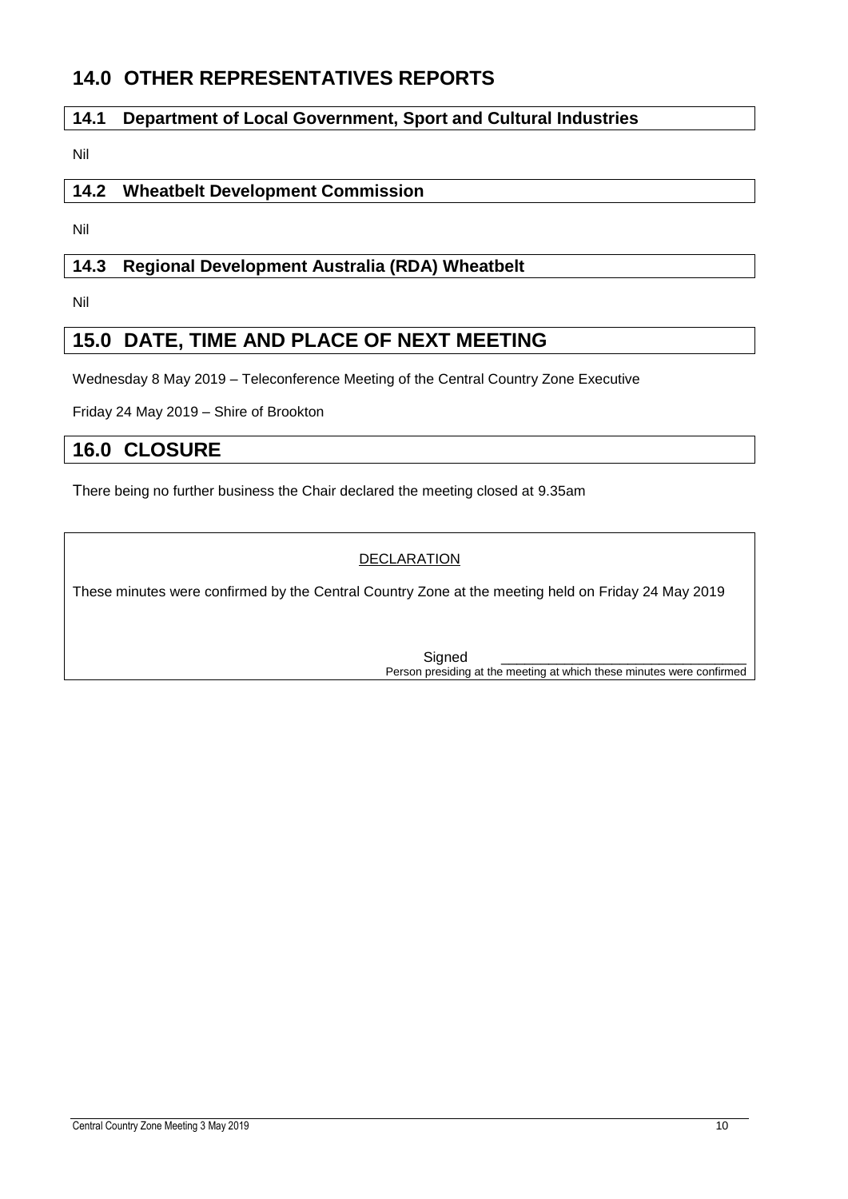# 14.0 OTHER REPRESENTATIVES REPORTS

## 14.1 Department of Local Government, Sport and Cultural Industries

Nil

## 14.2 Wheatbelt Development Commission

Nil

## 14.3 Regional Development Australia (RDA) Wheatbelt

Nil

# 15.0 DATE, TIME AND PLACE OF NEXT MEETING

Wednesday 8 May 2019 – Teleconference Meeting of the Central Country Zone Executive

Friday 24 May 2019 – Shire of Brookton

# 16.0 CLOSURE

There being no further business the Chair declared the meeting closed at 9.35am

DECLARATION

These minutes were confirmed by the Central Country Zone at the meeting held on Friday 24 May 2019

Signed ______________________________

Person presiding at the meeting at which these minutes were confirmed